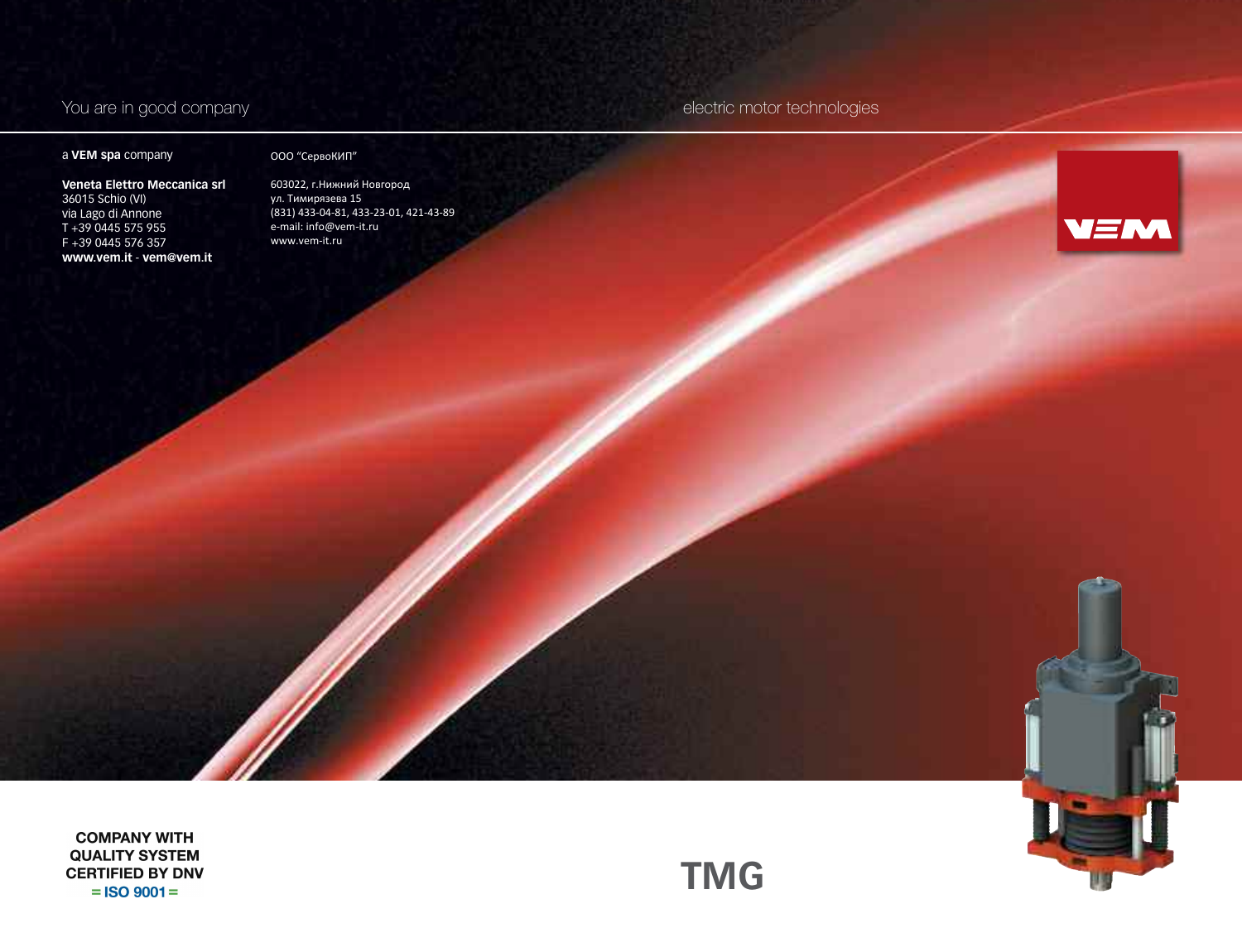You are in good company

electric motor technologies

a **VEM spa** company

**Veneta Elettro Meccanica srl**
36015 Schio (VI)
via Lago di Annone
T +39 0445 575 955
F +39 0445 576 357
**www.vem.it** - **vem@vem.it**

ООО "СервоКИП"

603022, г.Нижний Новгород
ул. Тимирязева 15
(831) 433-04-81, 433-23-01, 421-43-89
e-mail: info@vem-it.ru
www.vem-it.ru

VEM

**COMPANY WITH QUALITY SYSTEM CERTIFIED BY DNV**
**= ISO 9001 =**

# TMG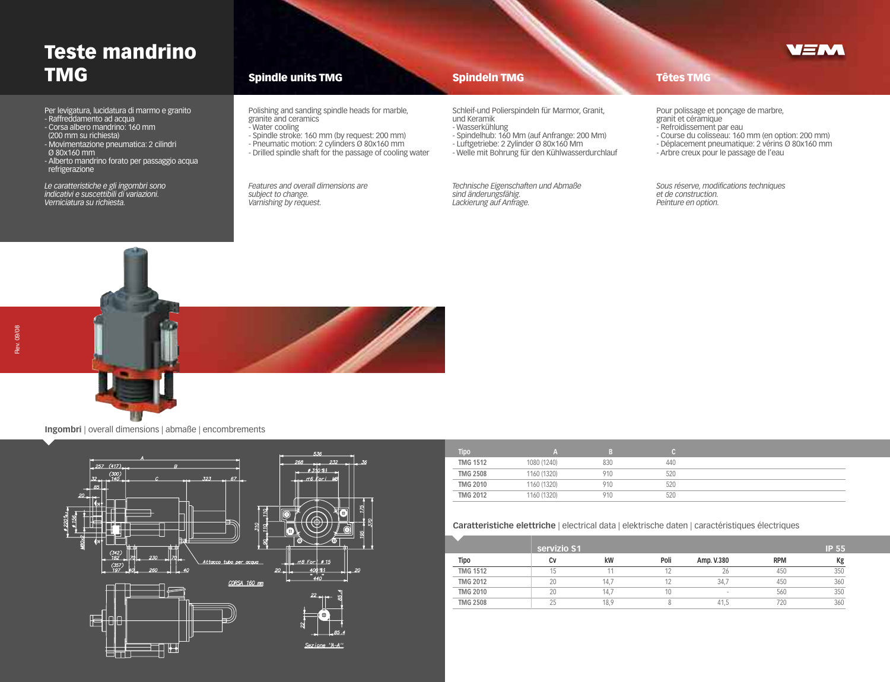# Teste mandrino TMG

## Spindle units TMG

## Spindeln TMG

## Têtes TMG

Per levigatura, lucidatura di marmo e granito
- Raffreddamento ad acqua
- Corsa albero mandrino: 160 mm (200 mm su richiesta)
- Movimentazione pneumatica: 2 cilindri Ø 80x160 mm
- Alberto mandrino forato per passaggio acqua refrigerazione

*Le caratteristiche e gli ingombri sono indicativi e suscettibili di variazioni. Verniciatura su richiesta.*

Polishing and sanding spindle heads for marble, granite and ceramics
- Water cooling
- Spindle stroke: 160 mm (by request: 200 mm)
- Pneumatic motion: 2 cylinders Ø 80x160 mm
- Drilled spindle shaft for the passage of cooling water

*Features and overall dimensions are subject to change. Varnishing by request.*

Schleif-und Polierspindeln für Marmor, Granit, und Keramik
- Wasserkühlung
- Spindelhub: 160 Mm (auf Anfrange: 200 Mm)
- Luftgetriebe: 2 Zylinder Ø 80x160 Mm
- Welle mit Bohrung für den Kühlwasserdurchlauf

*Technische Eigenschaften und Abmaße sind änderungsfähig. Lackierung auf Anfrage.*

Pour polissage et ponçage de marbre, granit et céramique
- Refroidissement par eau
- Course du colisseau: 160 mm (en option: 200 mm)
- Déplacement pneumatique: 2 vérins Ø 80x160 mm
- Arbre creux pour le passage de l'eau

*Sous réserve, modifications techniques et de construction. Peinture en option.*

Rev. 09/08

**Ingombri** | overall dimensions | abmaße | encombrements

A
B
257 (417)
(300)
140
C
323
67
32
85
20
Ø 220
Ø 156
M80x2
(342)
182
(357)
197
70
230
70
40
260
40
Attacco tubo per acqua
CORSA 160 mm
536
268
232
36
Ø 310
n°6 Fori M8
110
110
90
310
175
370
195
n°8 Fori Ø 15
400
20
440
20
22
85,4
22
85,4
Sezione "A-A"

| Tipo | A | B | C |
|---|---|---|---|
| TMG 1512 | 1080 (1240) | 830 | 440 |
| TMG 2508 | 1160 (1320) | 910 | 520 |
| TMG 2010 | 1160 (1320) | 910 | 520 |
| TMG 2012 | 1160 (1320) | 910 | 520 |

**Caratteristiche elettriche** | electrical data | elektrische daten | caractéristiques électriques

| | servizio S1 | | | | | IP 55 |
|---|---|---|---|---|---|---|
| Tipo | Cv | kW | Poli | Amp. V.380 | RPM | Kg |
| TMG 1512 | 15 | 11 | 12 | 26 | 450 | 350 |
| TMG 2012 | 20 | 14,7 | 12 | 34,7 | 450 | 360 |
| TMG 2010 | 20 | 14,7 | 10 | - | 560 | 350 |
| TMG 2508 | 25 | 18,9 | 8 | 41,5 | 720 | 360 |